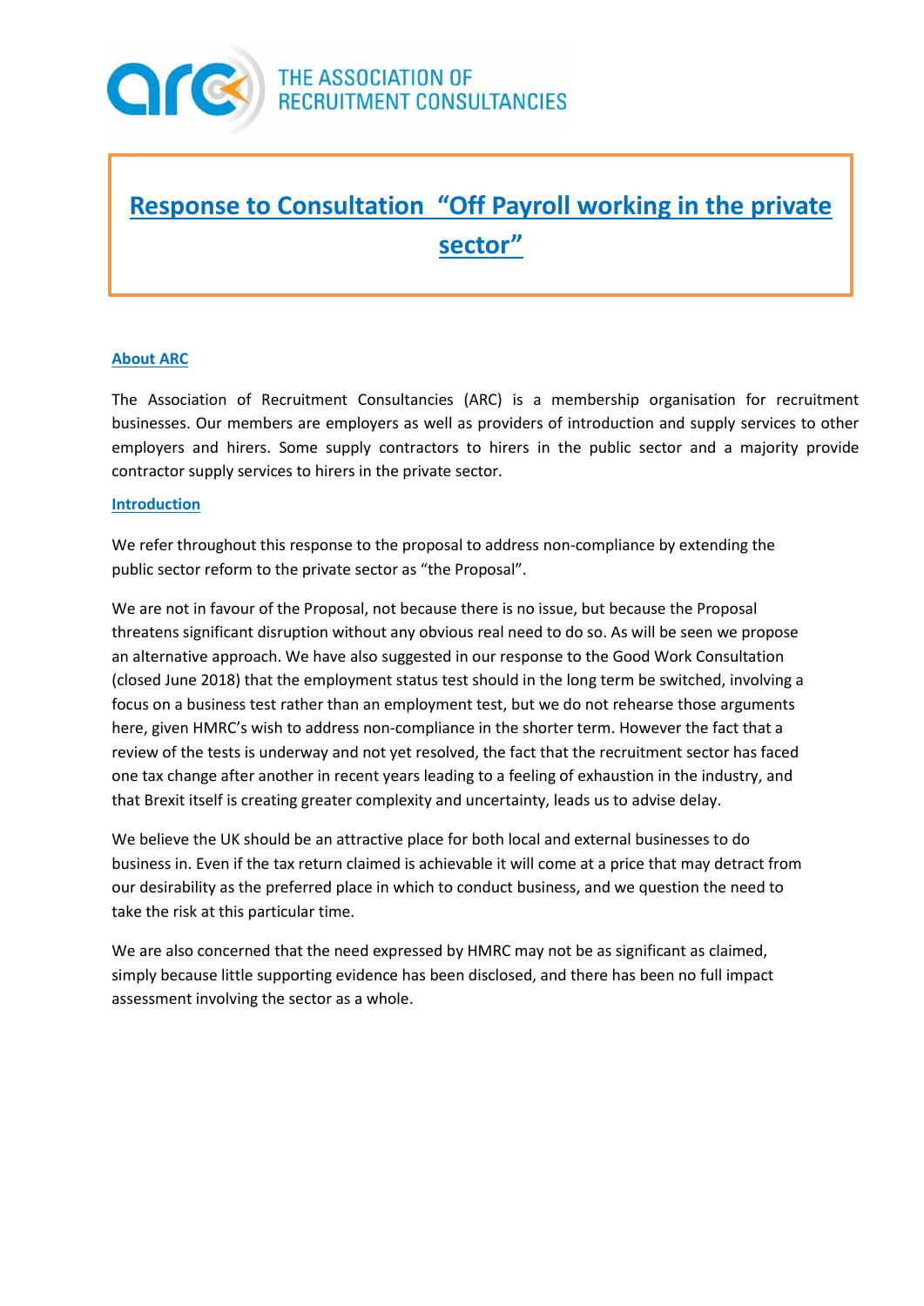THE ASSOCIATION OF RECRUITMENT CONSULTANCIES

# Response to Consultation "Off Payroll working in the private sector"

## About ARC

The Association of Recruitment Consultancies (ARC) is a membership organisation for recruitment businesses. Our members are employers as well as providers of introduction and supply services to other employers and hirers. Some supply contractors to hirers in the public sector and a majority provide contractor supply services to hirers in the private sector.

## Introduction

We refer throughout this response to the proposal to address non-compliance by extending the public sector reform to the private sector as "the Proposal".

We are not in favour of the Proposal, not because there is no issue, but because the Proposal threatens significant disruption without any obvious real need to do so. As will be seen we propose an alternative approach. We have also suggested in our response to the Good Work Consultation (closed June 2018) that the employment status test should in the long term be switched, involving a focus on a business test rather than an employment test, but we do not rehearse those arguments here, given HMRC's wish to address non-compliance in the shorter term. However the fact that a review of the tests is underway and not yet resolved, the fact that the recruitment sector has faced one tax change after another in recent years leading to a feeling of exhaustion in the industry, and that Brexit itself is creating greater complexity and uncertainty, leads us to advise delay.

We believe the UK should be an attractive place for both local and external businesses to do business in. Even if the tax return claimed is achievable it will come at a price that may detract from our desirability as the preferred place in which to conduct business, and we question the need to take the risk at this particular time.

We are also concerned that the need expressed by HMRC may not be as significant as claimed, simply because little supporting evidence has been disclosed, and there has been no full impact assessment involving the sector as a whole.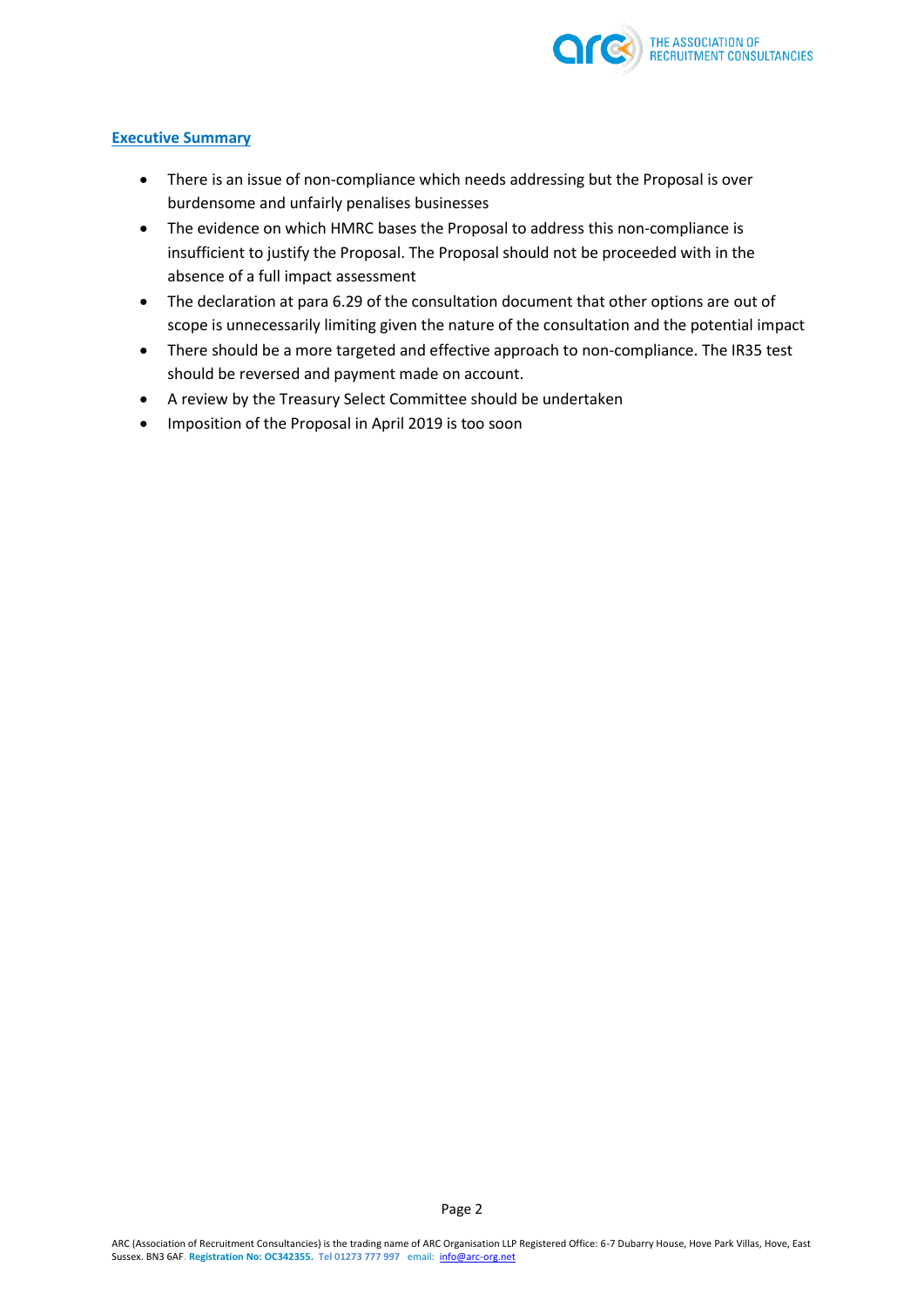## Executive Summary

- There is an issue of non-compliance which needs addressing but the Proposal is over burdensome and unfairly penalises businesses
- The evidence on which HMRC bases the Proposal to address this non-compliance is insufficient to justify the Proposal. The Proposal should not be proceeded with in the absence of a full impact assessment
- The declaration at para 6.29 of the consultation document that other options are out of scope is unnecessarily limiting given the nature of the consultation and the potential impact
- There should be a more targeted and effective approach to non-compliance. The IR35 test should be reversed and payment made on account.
- A review by the Treasury Select Committee should be undertaken
- Imposition of the Proposal in April 2019 is too soon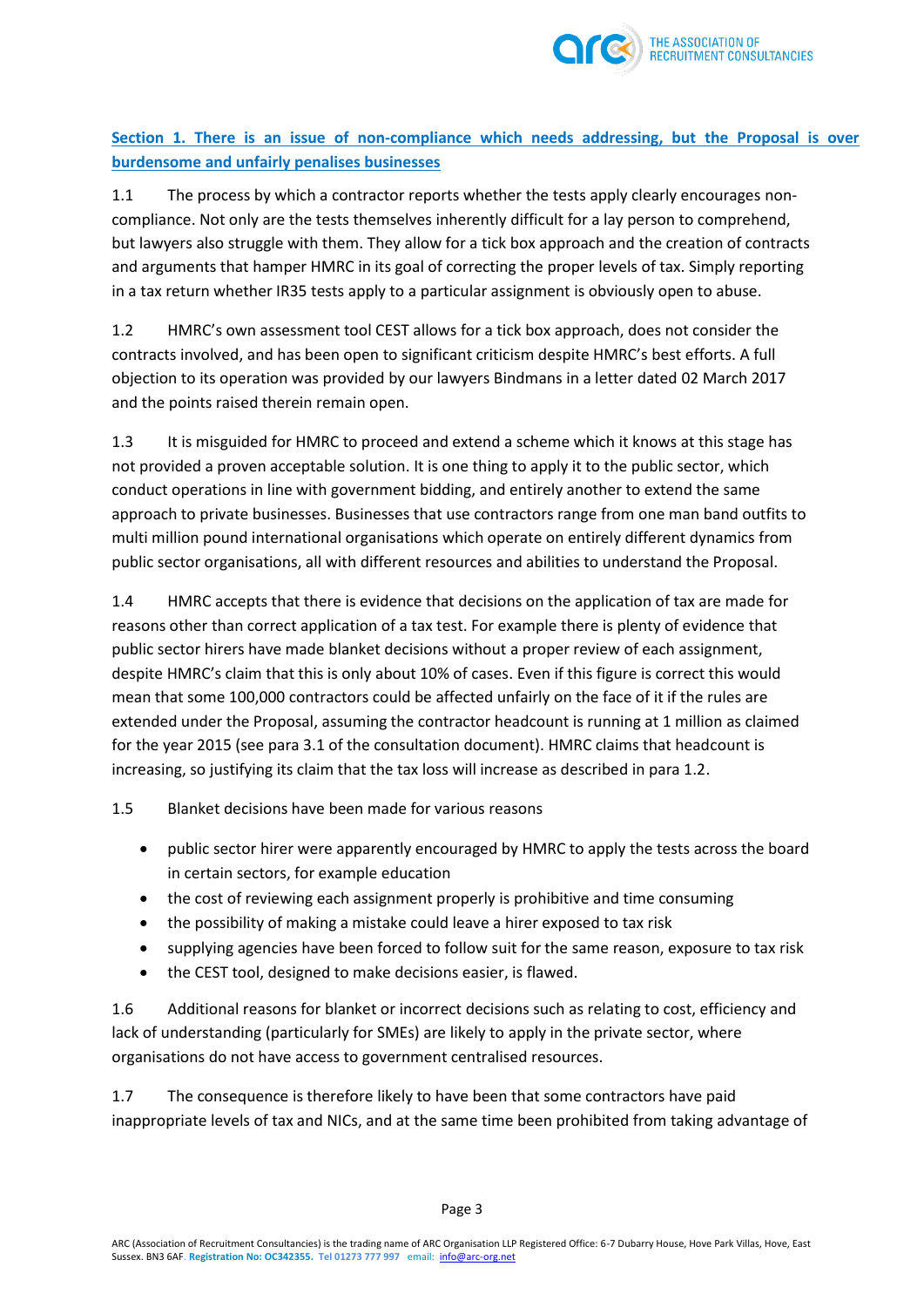**Section 1. There is an issue of non-compliance which needs addressing, but the Proposal is over burdensome and unfairly penalises businesses**

1.1 The process by which a contractor reports whether the tests apply clearly encourages non-compliance. Not only are the tests themselves inherently difficult for a lay person to comprehend, but lawyers also struggle with them. They allow for a tick box approach and the creation of contracts and arguments that hamper HMRC in its goal of correcting the proper levels of tax. Simply reporting in a tax return whether IR35 tests apply to a particular assignment is obviously open to abuse.

1.2 HMRC's own assessment tool CEST allows for a tick box approach, does not consider the contracts involved, and has been open to significant criticism despite HMRC's best efforts. A full objection to its operation was provided by our lawyers Bindmans in a letter dated 02 March 2017 and the points raised therein remain open.

1.3 It is misguided for HMRC to proceed and extend a scheme which it knows at this stage has not provided a proven acceptable solution. It is one thing to apply it to the public sector, which conduct operations in line with government bidding, and entirely another to extend the same approach to private businesses. Businesses that use contractors range from one man band outfits to multi million pound international organisations which operate on entirely different dynamics from public sector organisations, all with different resources and abilities to understand the Proposal.

1.4 HMRC accepts that there is evidence that decisions on the application of tax are made for reasons other than correct application of a tax test. For example there is plenty of evidence that public sector hirers have made blanket decisions without a proper review of each assignment, despite HMRC's claim that this is only about 10% of cases. Even if this figure is correct this would mean that some 100,000 contractors could be affected unfairly on the face of it if the rules are extended under the Proposal, assuming the contractor headcount is running at 1 million as claimed for the year 2015 (see para 3.1 of the consultation document). HMRC claims that headcount is increasing, so justifying its claim that the tax loss will increase as described in para 1.2.

1.5 Blanket decisions have been made for various reasons

- public sector hirer were apparently encouraged by HMRC to apply the tests across the board in certain sectors, for example education
- the cost of reviewing each assignment properly is prohibitive and time consuming
- the possibility of making a mistake could leave a hirer exposed to tax risk
- supplying agencies have been forced to follow suit for the same reason, exposure to tax risk
- the CEST tool, designed to make decisions easier, is flawed.

1.6 Additional reasons for blanket or incorrect decisions such as relating to cost, efficiency and lack of understanding (particularly for SMEs) are likely to apply in the private sector, where organisations do not have access to government centralised resources.

1.7 The consequence is therefore likely to have been that some contractors have paid inappropriate levels of tax and NICs, and at the same time been prohibited from taking advantage of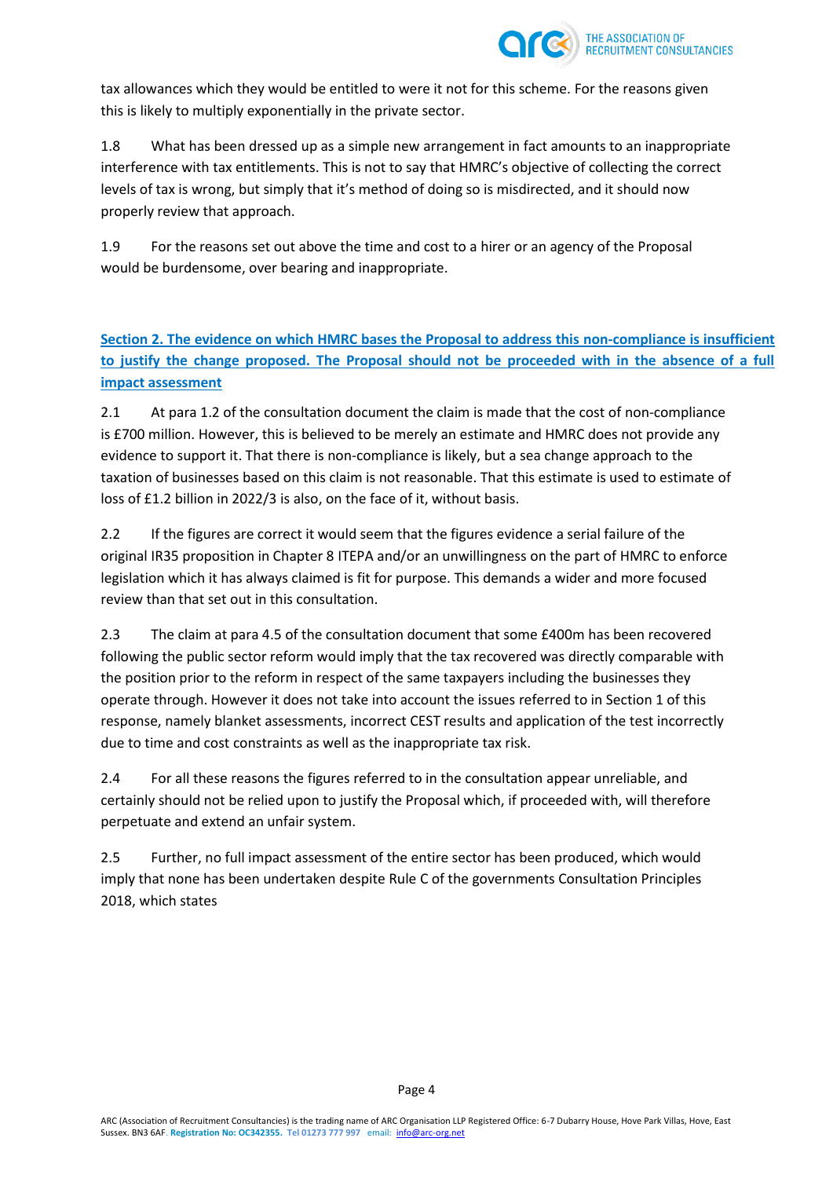tax allowances which they would be entitled to were it not for this scheme. For the reasons given this is likely to multiply exponentially in the private sector.

1.8 What has been dressed up as a simple new arrangement in fact amounts to an inappropriate interference with tax entitlements. This is not to say that HMRC's objective of collecting the correct levels of tax is wrong, but simply that it's method of doing so is misdirected, and it should now properly review that approach.

1.9 For the reasons set out above the time and cost to a hirer or an agency of the Proposal would be burdensome, over bearing and inappropriate.

## Section 2. The evidence on which HMRC bases the Proposal to address this non-compliance is insufficient to justify the change proposed. The Proposal should not be proceeded with in the absence of a full impact assessment

2.1 At para 1.2 of the consultation document the claim is made that the cost of non-compliance is £700 million. However, this is believed to be merely an estimate and HMRC does not provide any evidence to support it. That there is non-compliance is likely, but a sea change approach to the taxation of businesses based on this claim is not reasonable. That this estimate is used to estimate of loss of £1.2 billion in 2022/3 is also, on the face of it, without basis.

2.2 If the figures are correct it would seem that the figures evidence a serial failure of the original IR35 proposition in Chapter 8 ITEPA and/or an unwillingness on the part of HMRC to enforce legislation which it has always claimed is fit for purpose. This demands a wider and more focused review than that set out in this consultation.

2.3 The claim at para 4.5 of the consultation document that some £400m has been recovered following the public sector reform would imply that the tax recovered was directly comparable with the position prior to the reform in respect of the same taxpayers including the businesses they operate through. However it does not take into account the issues referred to in Section 1 of this response, namely blanket assessments, incorrect CEST results and application of the test incorrectly due to time and cost constraints as well as the inappropriate tax risk.

2.4 For all these reasons the figures referred to in the consultation appear unreliable, and certainly should not be relied upon to justify the Proposal which, if proceeded with, will therefore perpetuate and extend an unfair system.

2.5 Further, no full impact assessment of the entire sector has been produced, which would imply that none has been undertaken despite Rule C of the governments Consultation Principles 2018, which states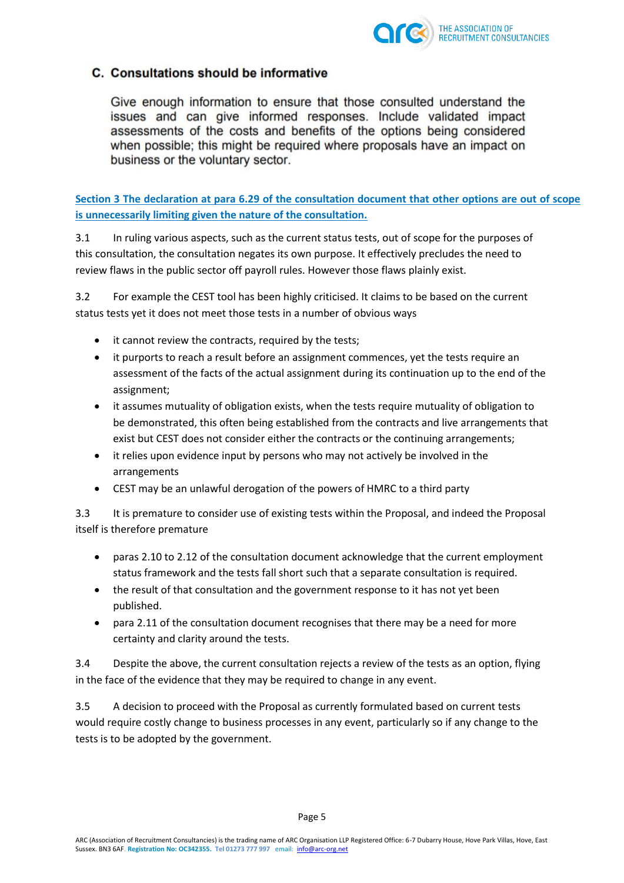## C. Consultations should be informative

Give enough information to ensure that those consulted understand the issues and can give informed responses. Include validated impact assessments of the costs and benefits of the options being considered when possible; this might be required where proposals have an impact on business or the voluntary sector.

**Section 3 The declaration at para 6.29 of the consultation document that other options are out of scope is unnecessarily limiting given the nature of the consultation.**

3.1 In ruling various aspects, such as the current status tests, out of scope for the purposes of this consultation, the consultation negates its own purpose. It effectively precludes the need to review flaws in the public sector off payroll rules. However those flaws plainly exist.

3.2 For example the CEST tool has been highly criticised. It claims to be based on the current status tests yet it does not meet those tests in a number of obvious ways

- it cannot review the contracts, required by the tests;
- it purports to reach a result before an assignment commences, yet the tests require an assessment of the facts of the actual assignment during its continuation up to the end of the assignment;
- it assumes mutuality of obligation exists, when the tests require mutuality of obligation to be demonstrated, this often being established from the contracts and live arrangements that exist but CEST does not consider either the contracts or the continuing arrangements;
- it relies upon evidence input by persons who may not actively be involved in the arrangements
- CEST may be an unlawful derogation of the powers of HMRC to a third party

3.3 It is premature to consider use of existing tests within the Proposal, and indeed the Proposal itself is therefore premature

- paras 2.10 to 2.12 of the consultation document acknowledge that the current employment status framework and the tests fall short such that a separate consultation is required.
- the result of that consultation and the government response to it has not yet been published.
- para 2.11 of the consultation document recognises that there may be a need for more certainty and clarity around the tests.

3.4 Despite the above, the current consultation rejects a review of the tests as an option, flying in the face of the evidence that they may be required to change in any event.

3.5 A decision to proceed with the Proposal as currently formulated based on current tests would require costly change to business processes in any event, particularly so if any change to the tests is to be adopted by the government.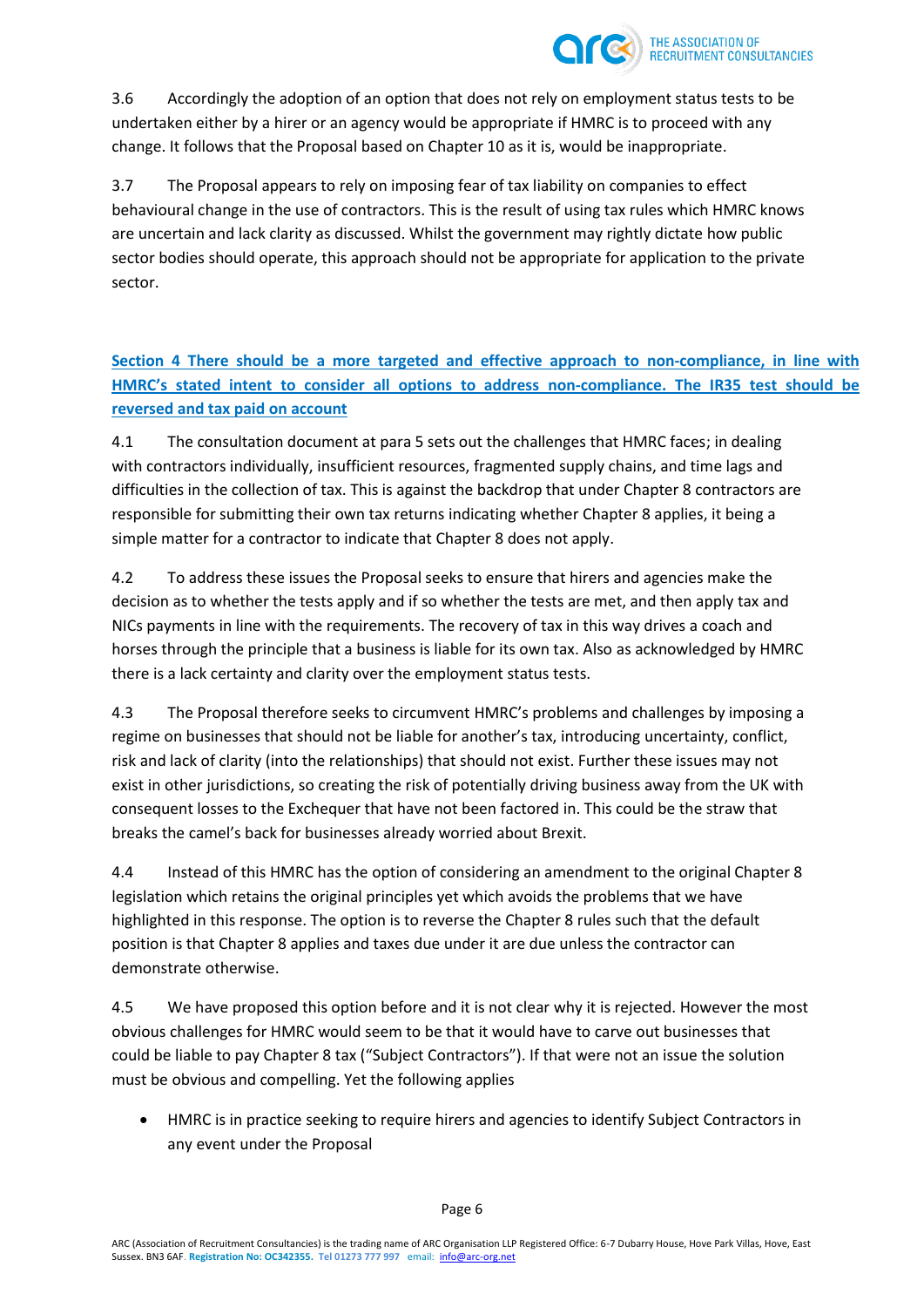3.6 Accordingly the adoption of an option that does not rely on employment status tests to be undertaken either by a hirer or an agency would be appropriate if HMRC is to proceed with any change. It follows that the Proposal based on Chapter 10 as it is, would be inappropriate.

3.7 The Proposal appears to rely on imposing fear of tax liability on companies to effect behavioural change in the use of contractors. This is the result of using tax rules which HMRC knows are uncertain and lack clarity as discussed. Whilst the government may rightly dictate how public sector bodies should operate, this approach should not be appropriate for application to the private sector.

## Section 4 There should be a more targeted and effective approach to non-compliance, in line with HMRC's stated intent to consider all options to address non-compliance. The IR35 test should be reversed and tax paid on account

4.1 The consultation document at para 5 sets out the challenges that HMRC faces; in dealing with contractors individually, insufficient resources, fragmented supply chains, and time lags and difficulties in the collection of tax. This is against the backdrop that under Chapter 8 contractors are responsible for submitting their own tax returns indicating whether Chapter 8 applies, it being a simple matter for a contractor to indicate that Chapter 8 does not apply.

4.2 To address these issues the Proposal seeks to ensure that hirers and agencies make the decision as to whether the tests apply and if so whether the tests are met, and then apply tax and NICs payments in line with the requirements. The recovery of tax in this way drives a coach and horses through the principle that a business is liable for its own tax. Also as acknowledged by HMRC there is a lack certainty and clarity over the employment status tests.

4.3 The Proposal therefore seeks to circumvent HMRC's problems and challenges by imposing a regime on businesses that should not be liable for another's tax, introducing uncertainty, conflict, risk and lack of clarity (into the relationships) that should not exist. Further these issues may not exist in other jurisdictions, so creating the risk of potentially driving business away from the UK with consequent losses to the Exchequer that have not been factored in. This could be the straw that breaks the camel's back for businesses already worried about Brexit.

4.4 Instead of this HMRC has the option of considering an amendment to the original Chapter 8 legislation which retains the original principles yet which avoids the problems that we have highlighted in this response. The option is to reverse the Chapter 8 rules such that the default position is that Chapter 8 applies and taxes due under it are due unless the contractor can demonstrate otherwise.

4.5 We have proposed this option before and it is not clear why it is rejected. However the most obvious challenges for HMRC would seem to be that it would have to carve out businesses that could be liable to pay Chapter 8 tax ("Subject Contractors"). If that were not an issue the solution must be obvious and compelling. Yet the following applies

- HMRC is in practice seeking to require hirers and agencies to identify Subject Contractors in any event under the Proposal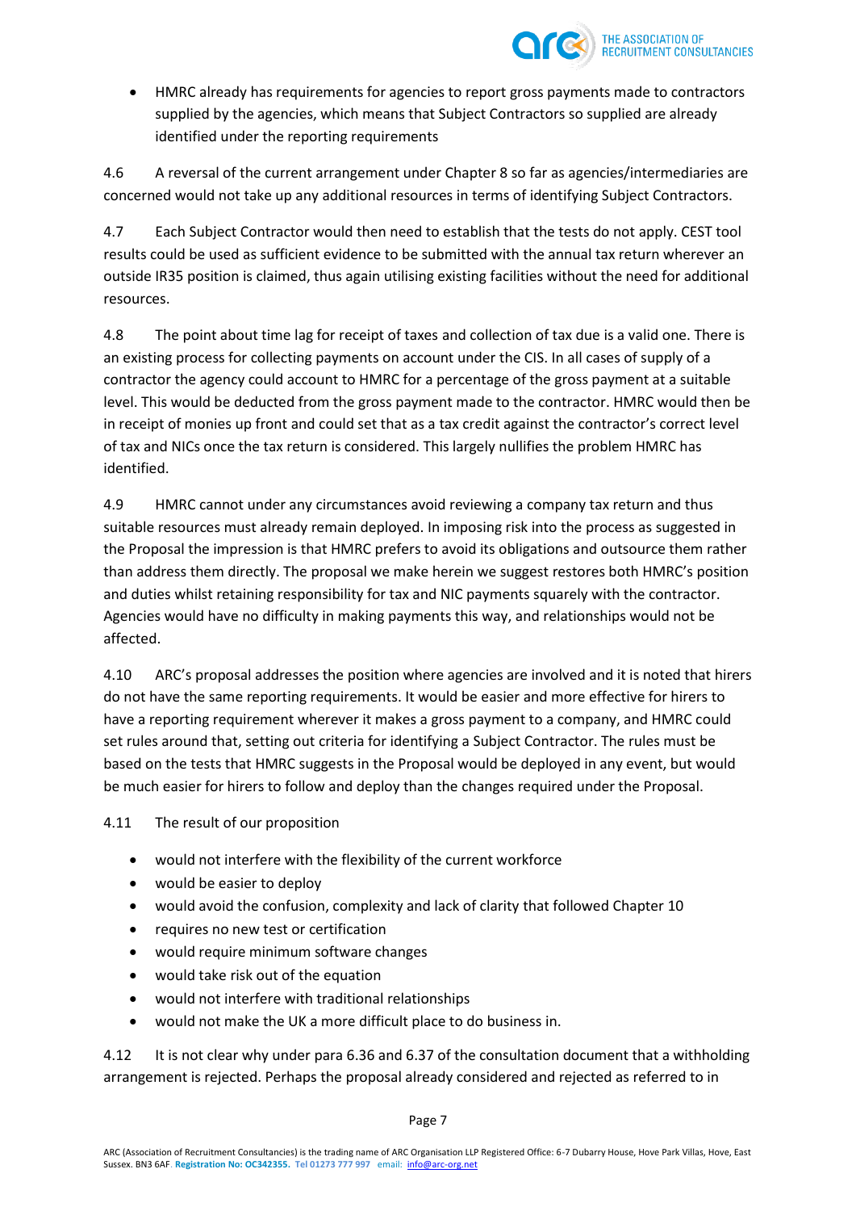- HMRC already has requirements for agencies to report gross payments made to contractors supplied by the agencies, which means that Subject Contractors so supplied are already identified under the reporting requirements

4.6 A reversal of the current arrangement under Chapter 8 so far as agencies/intermediaries are concerned would not take up any additional resources in terms of identifying Subject Contractors.

4.7 Each Subject Contractor would then need to establish that the tests do not apply. CEST tool results could be used as sufficient evidence to be submitted with the annual tax return wherever an outside IR35 position is claimed, thus again utilising existing facilities without the need for additional resources.

4.8 The point about time lag for receipt of taxes and collection of tax due is a valid one. There is an existing process for collecting payments on account under the CIS. In all cases of supply of a contractor the agency could account to HMRC for a percentage of the gross payment at a suitable level. This would be deducted from the gross payment made to the contractor. HMRC would then be in receipt of monies up front and could set that as a tax credit against the contractor's correct level of tax and NICs once the tax return is considered. This largely nullifies the problem HMRC has identified.

4.9 HMRC cannot under any circumstances avoid reviewing a company tax return and thus suitable resources must already remain deployed. In imposing risk into the process as suggested in the Proposal the impression is that HMRC prefers to avoid its obligations and outsource them rather than address them directly. The proposal we make herein we suggest restores both HMRC's position and duties whilst retaining responsibility for tax and NIC payments squarely with the contractor. Agencies would have no difficulty in making payments this way, and relationships would not be affected.

4.10 ARC's proposal addresses the position where agencies are involved and it is noted that hirers do not have the same reporting requirements. It would be easier and more effective for hirers to have a reporting requirement wherever it makes a gross payment to a company, and HMRC could set rules around that, setting out criteria for identifying a Subject Contractor. The rules must be based on the tests that HMRC suggests in the Proposal would be deployed in any event, but would be much easier for hirers to follow and deploy than the changes required under the Proposal.

4.11 The result of our proposition

- would not interfere with the flexibility of the current workforce
- would be easier to deploy
- would avoid the confusion, complexity and lack of clarity that followed Chapter 10
- requires no new test or certification
- would require minimum software changes
- would take risk out of the equation
- would not interfere with traditional relationships
- would not make the UK a more difficult place to do business in.

4.12 It is not clear why under para 6.36 and 6.37 of the consultation document that a withholding arrangement is rejected. Perhaps the proposal already considered and rejected as referred to in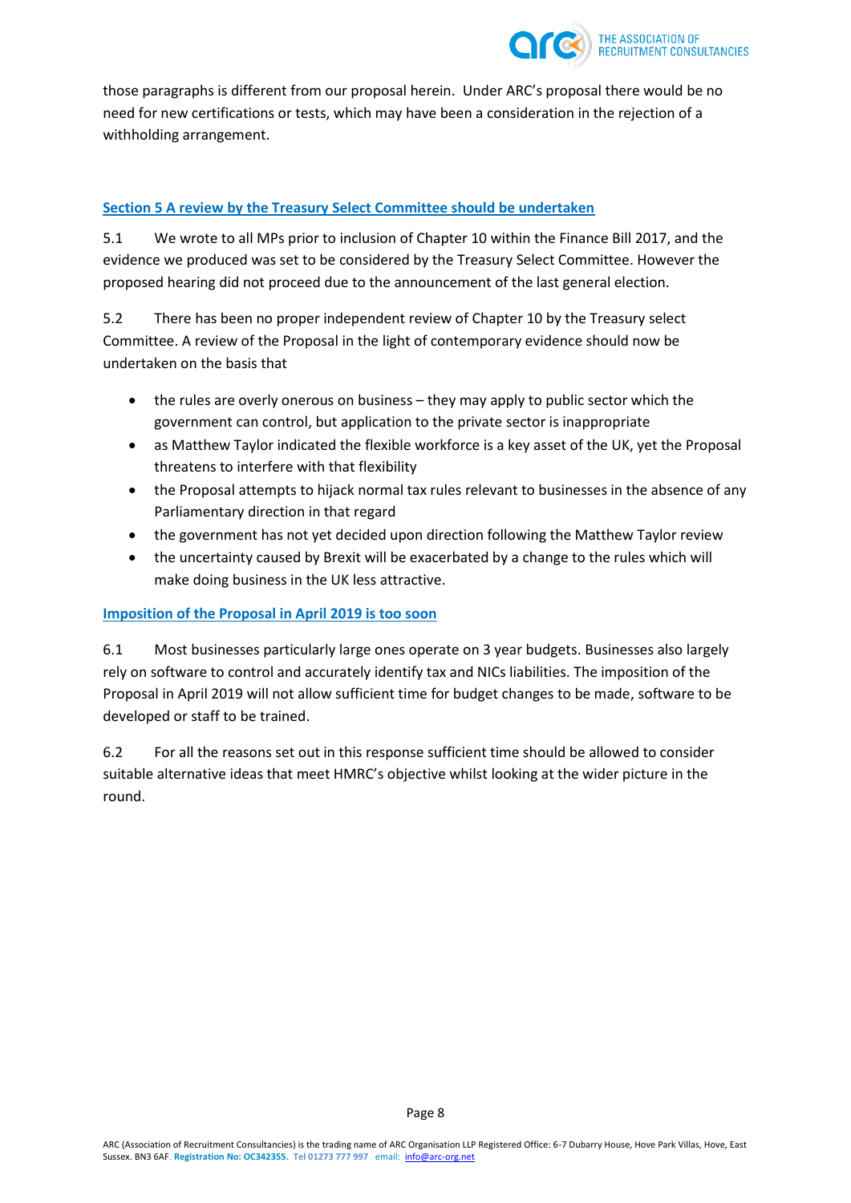those paragraphs is different from our proposal herein. Under ARC's proposal there would be no need for new certifications or tests, which may have been a consideration in the rejection of a withholding arrangement.

## Section 5 A review by the Treasury Select Committee should be undertaken

5.1 We wrote to all MPs prior to inclusion of Chapter 10 within the Finance Bill 2017, and the evidence we produced was set to be considered by the Treasury Select Committee. However the proposed hearing did not proceed due to the announcement of the last general election.

5.2 There has been no proper independent review of Chapter 10 by the Treasury select Committee. A review of the Proposal in the light of contemporary evidence should now be undertaken on the basis that

- the rules are overly onerous on business – they may apply to public sector which the government can control, but application to the private sector is inappropriate
- as Matthew Taylor indicated the flexible workforce is a key asset of the UK, yet the Proposal threatens to interfere with that flexibility
- the Proposal attempts to hijack normal tax rules relevant to businesses in the absence of any Parliamentary direction in that regard
- the government has not yet decided upon direction following the Matthew Taylor review
- the uncertainty caused by Brexit will be exacerbated by a change to the rules which will make doing business in the UK less attractive.

## Imposition of the Proposal in April 2019 is too soon

6.1 Most businesses particularly large ones operate on 3 year budgets. Businesses also largely rely on software to control and accurately identify tax and NICs liabilities. The imposition of the Proposal in April 2019 will not allow sufficient time for budget changes to be made, software to be developed or staff to be trained.

6.2 For all the reasons set out in this response sufficient time should be allowed to consider suitable alternative ideas that meet HMRC's objective whilst looking at the wider picture in the round.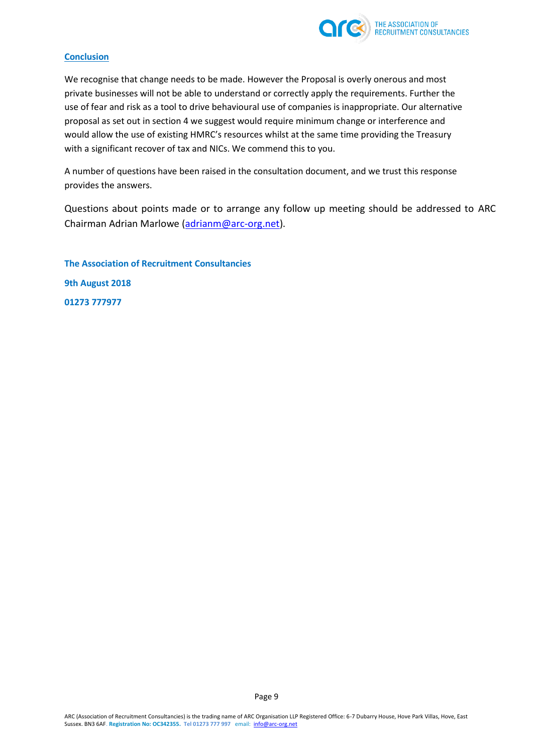## Conclusion

We recognise that change needs to be made. However the Proposal is overly onerous and most private businesses will not be able to understand or correctly apply the requirements. Further the use of fear and risk as a tool to drive behavioural use of companies is inappropriate. Our alternative proposal as set out in section 4 we suggest would require minimum change or interference and would allow the use of existing HMRC's resources whilst at the same time providing the Treasury with a significant recover of tax and NICs. We commend this to you.

A number of questions have been raised in the consultation document, and we trust this response provides the answers.

Questions about points made or to arrange any follow up meeting should be addressed to ARC Chairman Adrian Marlowe (adrianm@arc-org.net).

**The Association of Recruitment Consultancies**

**9th August 2018**

**01273 777977**